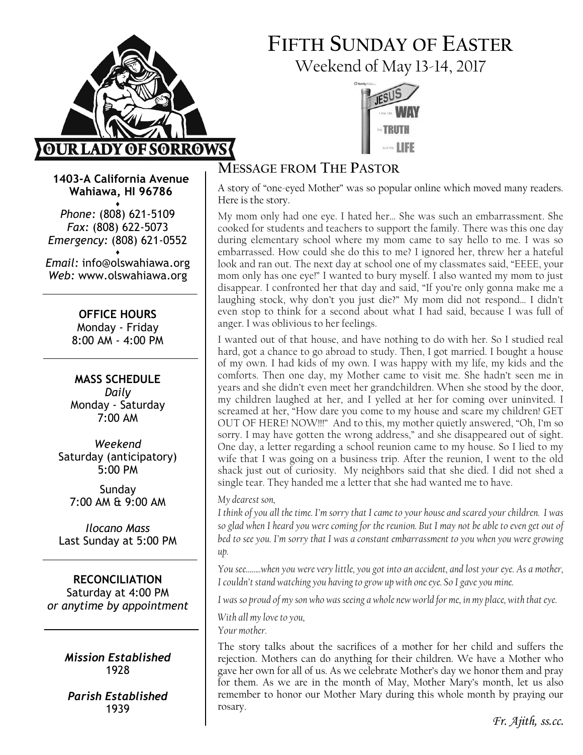# FIFTH SUNDAY OF EASTER

Weekend of May 13-14, 2017

OUR LADY OF SORROWS

**1403-A California Avenue**
**Wahiawa, HI 96786**

*Phone:* (808) 621-5109
*Fax:* (808) 622-5073
*Emergency:* (808) 621-0552

*Email:* info@olswahiawa.org
*Web:* www.olswahiawa.org

**OFFICE HOURS**
Monday - Friday
8:00 AM - 4:00 PM

**MASS SCHEDULE**
*Daily*
Monday - Saturday
7:00 AM

*Weekend*
Saturday (anticipatory)
5:00 PM

Sunday
7:00 AM & 9:00 AM

*Ilocano Mass*
Last Sunday at 5:00 PM

**RECONCILIATION**
Saturday at 4:00 PM
*or anytime by appointment*

***Mission Established***
1928

***Parish Established***
1939

## MESSAGE FROM THE PASTOR

A story of "one-eyed Mother" was so popular online which moved many readers. Here is the story.

My mom only had one eye. I hated her… She was such an embarrassment. She cooked for students and teachers to support the family. There was this one day during elementary school where my mom came to say hello to me. I was so embarrassed. How could she do this to me? I ignored her, threw her a hateful look and ran out. The next day at school one of my classmates said, "EEEE, your mom only has one eye!" I wanted to bury myself. I also wanted my mom to just disappear. I confronted her that day and said, "If you're only gonna make me a laughing stock, why don't you just die?" My mom did not respond… I didn't even stop to think for a second about what I had said, because I was full of anger. I was oblivious to her feelings.

I wanted out of that house, and have nothing to do with her. So I studied real hard, got a chance to go abroad to study. Then, I got married. I bought a house of my own. I had kids of my own. I was happy with my life, my kids and the comforts. Then one day, my Mother came to visit me. She hadn't seen me in years and she didn't even meet her grandchildren. When she stood by the door, my children laughed at her, and I yelled at her for coming over uninvited. I screamed at her, "How dare you come to my house and scare my children! GET OUT OF HERE! NOW!!!" And to this, my mother quietly answered, "Oh, I'm so sorry. I may have gotten the wrong address," and she disappeared out of sight. One day, a letter regarding a school reunion came to my house. So I lied to my wife that I was going on a business trip. After the reunion, I went to the old shack just out of curiosity. My neighbors said that she died. I did not shed a single tear. They handed me a letter that she had wanted me to have.

*My dearest son,*

*I think of you all the time. I'm sorry that I came to your house and scared your children. I was so glad when I heard you were coming for the reunion. But I may not be able to even get out of bed to see you. I'm sorry that I was a constant embarrassment to you when you were growing up.*

*You see……..when you were very little, you got into an accident, and lost your eye. As a mother, I couldn't stand watching you having to grow up with one eye. So I gave you mine.*

*I was so proud of my son who was seeing a whole new world for me, in my place, with that eye.*

*With all my love to you,*
*Your mother.*

The story talks about the sacrifices of a mother for her child and suffers the rejection. Mothers can do anything for their children. We have a Mother who gave her own for all of us. As we celebrate Mother's day we honor them and pray for them. As we are in the month of May, Mother Mary's month, let us also remember to honor our Mother Mary during this whole month by praying our rosary.

*Fr. Ajith, ss.cc.*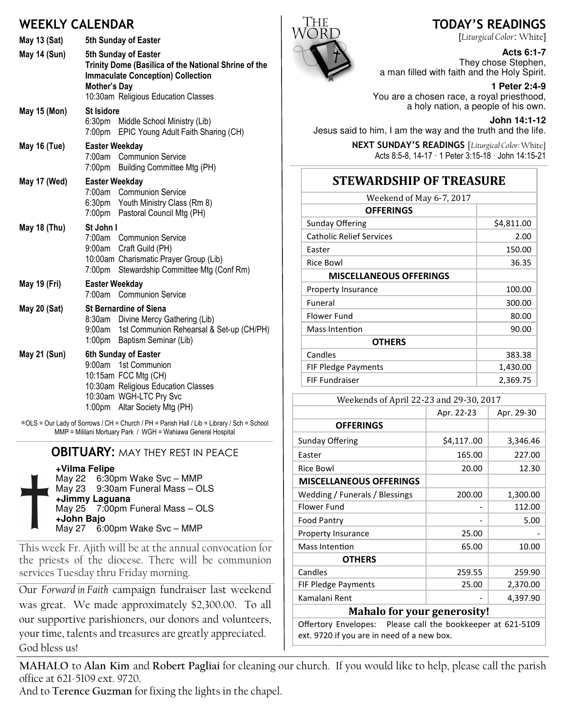## WEEKLY CALENDAR

**May 13 (Sat)** — **5th Sunday of Easter**

**May 14 (Sun)** — **5th Sunday of Easter**
**Trinity Dome (Basilica of the National Shrine of the Immaculate Conception) Collection**
**Mother's Day**
10:30am Religious Education Classes

**May 15 (Mon)** — **St Isidore**
6:30pm Middle School Ministry (Lib)
7:00pm EPIC Young Adult Faith Sharing (CH)

**May 16 (Tue)** — **Easter Weekday**
7:00am Communion Service
7:00pm Building Committee Mtg (PH)

**May 17 (Wed)** — **Easter Weekday**
7:00am Communion Service
6:30pm Youth Ministry Class (Rm 8)
7:00pm Pastoral Council Mtg (PH)

**May 18 (Thu)** — **St John I**
7:00am Communion Service
9:00am Craft Guild (PH)
10:00am Charismatic Prayer Group (Lib)
7:00pm Stewardship Committee Mtg (Conf Rm)

**May 19 (Fri)** — **Easter Weekday**
7:00am Communion Service

**May 20 (Sat)** — **St Bernardine of Siena**
8:30am Divine Mercy Gathering (Lib)
9:00am 1st Communion Rehearsal & Set-up (CH/PH)
1:00pm Baptism Seminar (Lib)

**May 21 (Sun)** — **6th Sunday of Easter**
9:00am 1st Communion
10:15am FCC Mtg (CH)
10:30am Religious Education Classes
10:30am WGH-LTC Pry Svc
1:00pm Altar Society Mtg (PH)

*OLS = Our Lady of Sorrows / CH = Church / PH = Parish Hall / Lib = Library / Sch = School
MMP = Mililani Mortuary Park / WGH = Wahiawa General Hospital

## OBITUARY: MAY THEY REST IN PEACE

**+Vilma Felipe**
May 22 6:30pm Wake Svc – MMP
May 23 9:30am Funeral Mass – OLS
**+Jimmy Laguana**
May 25 7:00pm Funeral Mass – OLS
**+John Bajo**
May 27 6:00pm Wake Svc – MMP

This week Fr. Ajith will be at the annual convocation for the priests of the diocese. There will be communion services Tuesday thru Friday morning.

Our *Forward in Faith* campaign fundraiser last weekend was great. We made approximately $2,300.00. To all our supportive parishioners, our donors and volunteers, your time, talents and treasures are greatly appreciated. God bless us!

## TODAY'S READINGS

[*Liturgical Color*: White]

**Acts 6:1-7**
They chose Stephen, a man filled with faith and the Holy Spirit.

**1 Peter 2:4-9**
You are a chosen race, a royal priesthood, a holy nation, a people of his own.

**John 14:1-12**
Jesus said to him, I am the way and the truth and the life.

**NEXT SUNDAY'S READINGS** [*Liturgical Color:* White]
Acts 8:5-8, 14-17 · 1 Peter 3:15-18 · John 14:15-21

## STEWARDSHIP OF TREASURE

| Weekend of May 6-7, 2017 | |
|---|---|
| **OFFERINGS** | |
| Sunday Offering | $4,811.00 |
| Catholic Relief Services | 2.00 |
| Easter | 150.00 |
| Rice Bowl | 36.35 |
| **MISCELLANEOUS OFFERINGS** | |
| Property Insurance | 100.00 |
| Funeral | 300.00 |
| Flower Fund | 80.00 |
| Mass Intention | 90.00 |
| **OTHERS** | |
| Candles | 383.38 |
| FIF Pledge Payments | 1,430.00 |
| FIF Fundraiser | 2,369.75 |

| Weekends of April 22-23 and 29-30, 2017 | | |
|---|---|---|
| | Apr. 22-23 | Apr. 29-30 |
| **OFFERINGS** | | |
| Sunday Offering | $4,117..00 | 3,346.46 |
| Easter | 165.00 | 227.00 |
| Rice Bowl | 20.00 | 12.30 |
| **MISCELLANEOUS OFFERINGS** | | |
| Wedding / Funerals / Blessings | 200.00 | 1,300.00 |
| Flower Fund | - | 112.00 |
| Food Pantry | - | 5.00 |
| Property Insurance | 25.00 | - |
| Mass Intention | 65.00 | 10.00 |
| **OTHERS** | | |
| Candles | 259.55 | 259.90 |
| FIF Pledge Payments | 25.00 | 2,370.00 |
| Kamalani Rent | - | 4,397.90 |

**Mahalo for your generosity!**

Offertory Envelopes: Please call the bookkeeper at 621-5109 ext. 9720 if you are in need of a new box.

**MAHALO** to **Alan Kim** and **Robert Pagliai** for cleaning our church. If you would like to help, please call the parish office at 621-5109 ext. 9720.
And to **Terence Guzman** for fixing the lights in the chapel.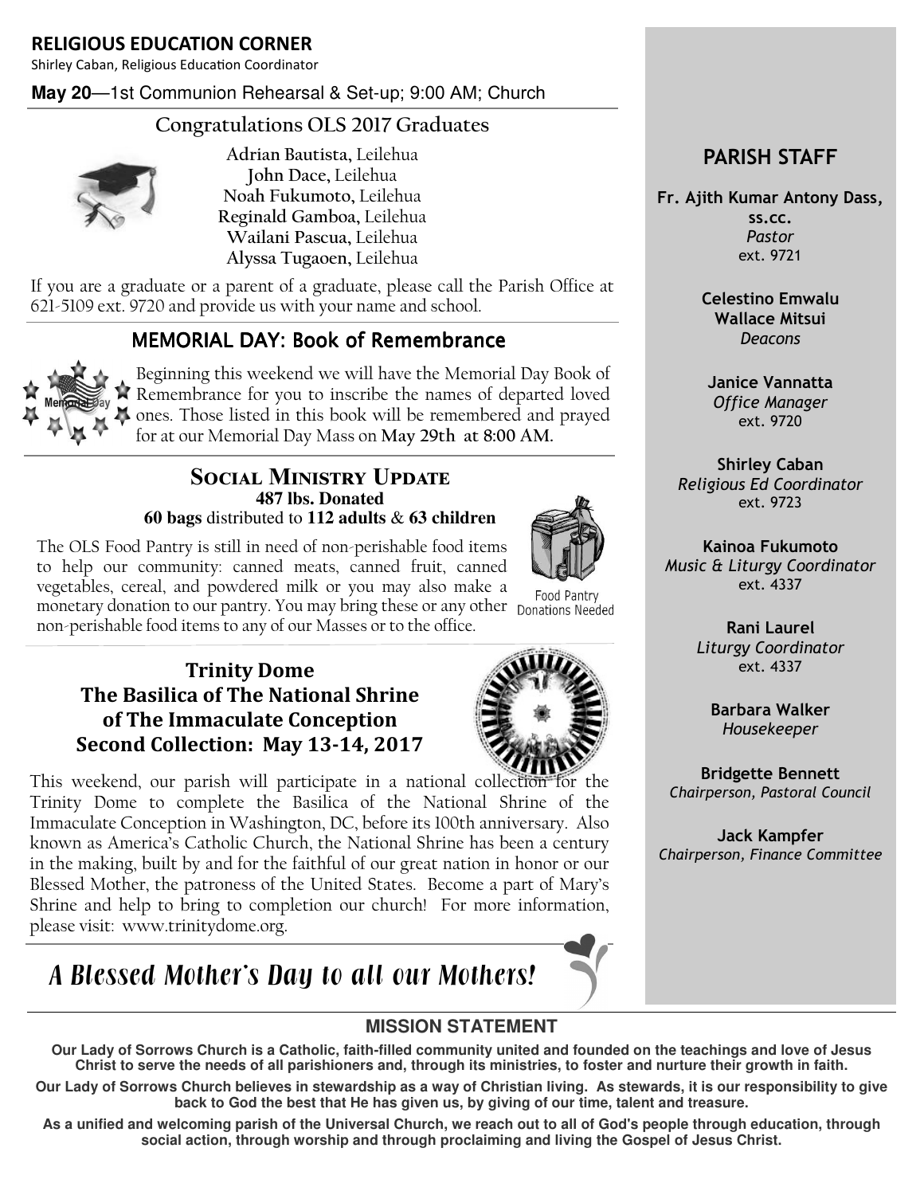## RELIGIOUS EDUCATION CORNER

Shirley Caban, Religious Education Coordinator

**May 20**—1st Communion Rehearsal & Set-up; 9:00 AM; Church

### Congratulations OLS 2017 Graduates

**Adrian Bautista,** Leilehua
**John Dace,** Leilehua
**Noah Fukumoto,** Leilehua
**Reginald Gamboa,** Leilehua
**Wailani Pascua,** Leilehua
**Alyssa Tugaoen,** Leilehua

If you are a graduate or a parent of a graduate, please call the Parish Office at 621-5109 ext. 9720 and provide us with your name and school.

## MEMORIAL DAY: Book of Remembrance

Beginning this weekend we will have the Memorial Day Book of Remembrance for you to inscribe the names of departed loved ones. Those listed in this book will be remembered and prayed for at our Memorial Day Mass on **May 29th at 8:00 AM.**

## Social Ministry Update

**487 lbs. Donated**
**60 bags** distributed to **112 adults** & **63 children**

The OLS Food Pantry is still in need of non-perishable food items to help our community: canned meats, canned fruit, canned vegetables, cereal, and powdered milk or you may also make a monetary donation to our pantry. You may bring these or any other non-perishable food items to any of our Masses or to the office.

Food Pantry Donations Needed

## Trinity Dome The Basilica of The National Shrine of The Immaculate Conception Second Collection: May 13-14, 2017

This weekend, our parish will participate in a national collection for the Trinity Dome to complete the Basilica of the National Shrine of the Immaculate Conception in Washington, DC, before its 100th anniversary. Also known as America's Catholic Church, the National Shrine has been a century in the making, built by and for the faithful of our great nation in honor or our Blessed Mother, the patroness of the United States. Become a part of Mary's Shrine and help to bring to completion our church! For more information, please visit: www.trinitydome.org.

*A Blessed Mother's Day to all our Mothers!*

## PARISH STAFF

**Fr. Ajith Kumar Antony Dass, ss.cc.**
*Pastor*
ext. 9721

**Celestino Emwalu**
**Wallace Mitsui**
*Deacons*

**Janice Vannatta**
*Office Manager*
ext. 9720

**Shirley Caban**
*Religious Ed Coordinator*
ext. 9723

**Kainoa Fukumoto**
*Music & Liturgy Coordinator*
ext. 4337

**Rani Laurel**
*Liturgy Coordinator*
ext. 4337

**Barbara Walker**
*Housekeeper*

**Bridgette Bennett**
*Chairperson, Pastoral Council*

**Jack Kampfer**
*Chairperson, Finance Committee*

## MISSION STATEMENT

**Our Lady of Sorrows Church is a Catholic, faith-filled community united and founded on the teachings and love of Jesus Christ to serve the needs of all parishioners and, through its ministries, to foster and nurture their growth in faith.**

**Our Lady of Sorrows Church believes in stewardship as a way of Christian living. As stewards, it is our responsibility to give back to God the best that He has given us, by giving of our time, talent and treasure.**

**As a unified and welcoming parish of the Universal Church, we reach out to all of God's people through education, through social action, through worship and through proclaiming and living the Gospel of Jesus Christ.**